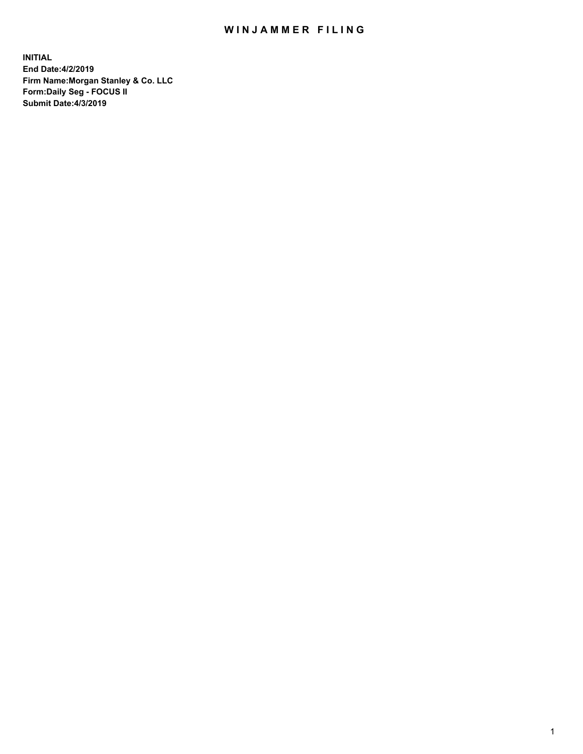# WINJAMMER FILING

**INITIAL**
**End Date:4/2/2019**
**Firm Name:Morgan Stanley & Co. LLC**
**Form:Daily Seg - FOCUS II**
**Submit Date:4/3/2019**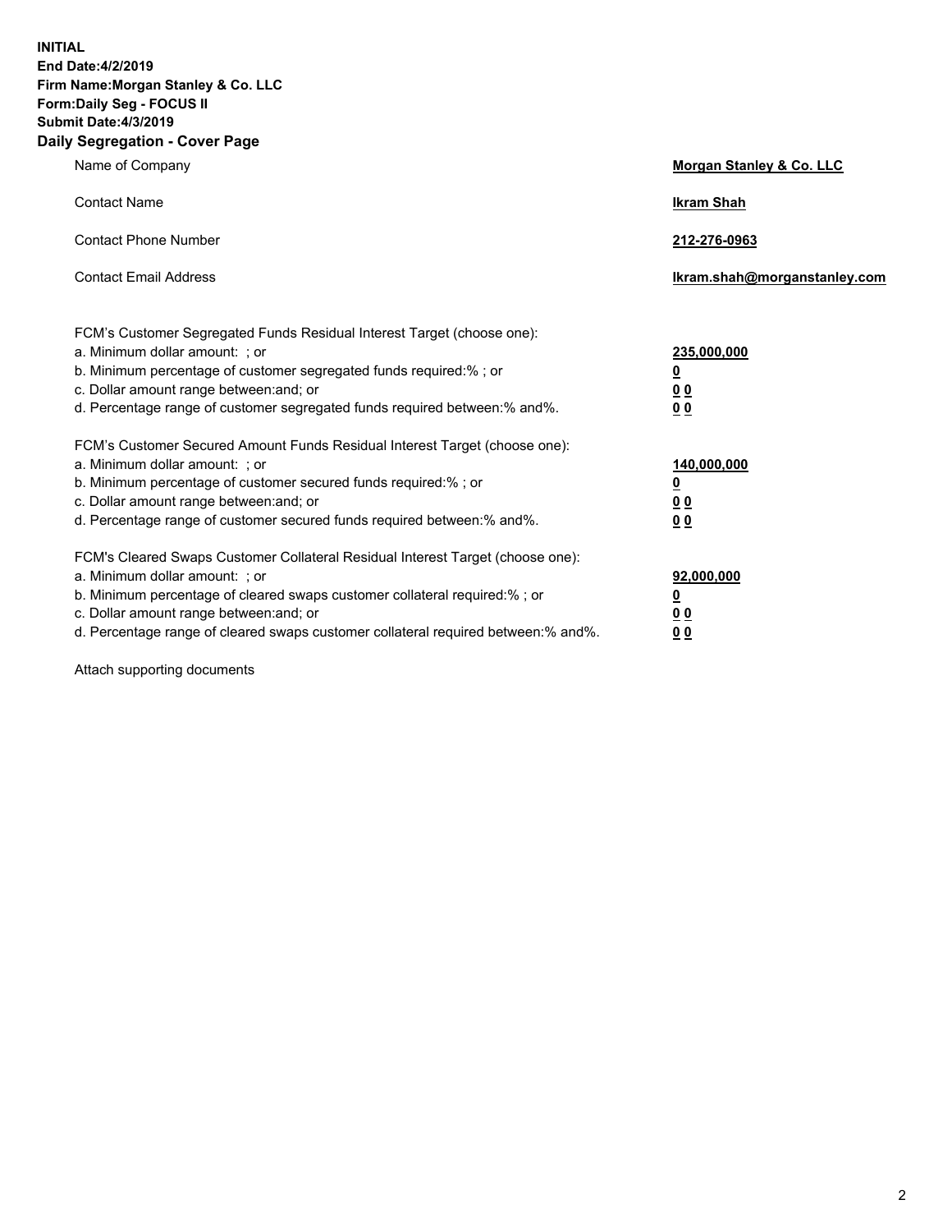**INITIAL**
**End Date:4/2/2019**
**Firm Name:Morgan Stanley & Co. LLC**
**Form:Daily Seg - FOCUS II**
**Submit Date:4/3/2019**
**Daily Segregation - Cover Page**

| | |
|---|---|
| Name of Company | **Morgan Stanley & Co. LLC** |
| Contact Name | **Ikram Shah** |
| Contact Phone Number | **212-276-0963** |
| Contact Email Address | **Ikram.shah@morganstanley.com** |

| | |
|---|---|
| FCM's Customer Segregated Funds Residual Interest Target (choose one): | |
| a. Minimum dollar amount: ; or | **235,000,000** |
| b. Minimum percentage of customer segregated funds required:% ; or | **0** |
| c. Dollar amount range between:and; or | **0 0** |
| d. Percentage range of customer segregated funds required between:% and%. | **0 0** |
| FCM's Customer Secured Amount Funds Residual Interest Target (choose one): | |
| a. Minimum dollar amount: ; or | **140,000,000** |
| b. Minimum percentage of customer secured funds required:% ; or | **0** |
| c. Dollar amount range between:and; or | **0 0** |
| d. Percentage range of customer secured funds required between:% and%. | **0 0** |
| FCM's Cleared Swaps Customer Collateral Residual Interest Target (choose one): | |
| a. Minimum dollar amount: ; or | **92,000,000** |
| b. Minimum percentage of cleared swaps customer collateral required:% ; or | **0** |
| c. Dollar amount range between:and; or | **0 0** |
| d. Percentage range of cleared swaps customer collateral required between:% and%. | **0 0** |

Attach supporting documents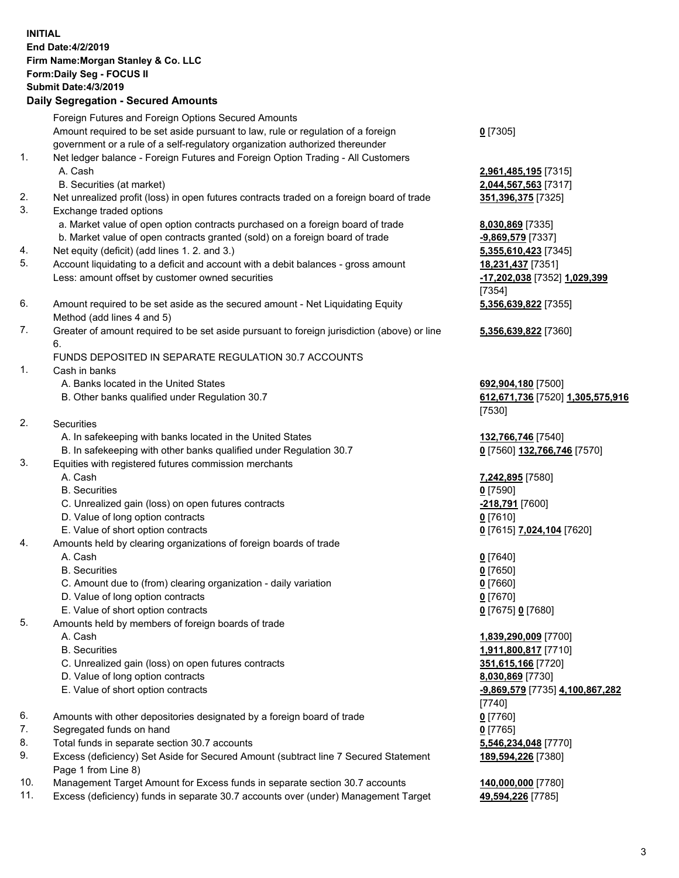**INITIAL**
**End Date:4/2/2019**
**Firm Name:Morgan Stanley & Co. LLC**
**Form:Daily Seg - FOCUS II**
**Submit Date:4/3/2019**

## Daily Segregation - Secured Amounts

| | | |
|---|---|---|
| | Foreign Futures and Foreign Options Secured Amounts | |
| | Amount required to be set aside pursuant to law, rule or regulation of a foreign government or a rule of a self-regulatory organization authorized thereunder | **0** [7305] |
| 1. | Net ledger balance - Foreign Futures and Foreign Option Trading - All Customers | |
| | A. Cash | **2,961,485,195** [7315] |
| | B. Securities (at market) | **2,044,567,563** [7317] |
| 2. | Net unrealized profit (loss) in open futures contracts traded on a foreign board of trade | **351,396,375** [7325] |
| 3. | Exchange traded options | |
| | a. Market value of open option contracts purchased on a foreign board of trade | **8,030,869** [7335] |
| | b. Market value of open contracts granted (sold) on a foreign board of trade | **-9,869,579** [7337] |
| 4. | Net equity (deficit) (add lines 1. 2. and 3.) | **5,355,610,423** [7345] |
| 5. | Account liquidating to a deficit and account with a debit balances - gross amount | **18,231,437** [7351] |
| | Less: amount offset by customer owned securities | **-17,202,038** [7352] **1,029,399** [7354] |
| 6. | Amount required to be set aside as the secured amount - Net Liquidating Equity Method (add lines 4 and 5) | **5,356,639,822** [7355] |
| 7. | Greater of amount required to be set aside pursuant to foreign jurisdiction (above) or line 6. | **5,356,639,822** [7360] |
| | FUNDS DEPOSITED IN SEPARATE REGULATION 30.7 ACCOUNTS | |
| 1. | Cash in banks | |
| | A. Banks located in the United States | **692,904,180** [7500] |
| | B. Other banks qualified under Regulation 30.7 | **612,671,736** [7520] **1,305,575,916** [7530] |
| 2. | Securities | |
| | A. In safekeeping with banks located in the United States | **132,766,746** [7540] |
| | B. In safekeeping with other banks qualified under Regulation 30.7 | **0** [7560] **132,766,746** [7570] |
| 3. | Equities with registered futures commission merchants | |
| | A. Cash | **7,242,895** [7580] |
| | B. Securities | **0** [7590] |
| | C. Unrealized gain (loss) on open futures contracts | **-218,791** [7600] |
| | D. Value of long option contracts | **0** [7610] |
| | E. Value of short option contracts | **0** [7615] **7,024,104** [7620] |
| 4. | Amounts held by clearing organizations of foreign boards of trade | |
| | A. Cash | **0** [7640] |
| | B. Securities | **0** [7650] |
| | C. Amount due to (from) clearing organization - daily variation | **0** [7660] |
| | D. Value of long option contracts | **0** [7670] |
| | E. Value of short option contracts | **0** [7675] **0** [7680] |
| 5. | Amounts held by members of foreign boards of trade | |
| | A. Cash | **1,839,290,009** [7700] |
| | B. Securities | **1,911,800,817** [7710] |
| | C. Unrealized gain (loss) on open futures contracts | **351,615,166** [7720] |
| | D. Value of long option contracts | **8,030,869** [7730] |
| | E. Value of short option contracts | **-9,869,579** [7735] **4,100,867,282** [7740] |
| 6. | Amounts with other depositories designated by a foreign board of trade | **0** [7760] |
| 7. | Segregated funds on hand | **0** [7765] |
| 8. | Total funds in separate section 30.7 accounts | **5,546,234,048** [7770] |
| 9. | Excess (deficiency) Set Aside for Secured Amount (subtract line 7 Secured Statement Page 1 from Line 8) | **189,594,226** [7380] |
| 10. | Management Target Amount for Excess funds in separate section 30.7 accounts | **140,000,000** [7780] |
| 11. | Excess (deficiency) funds in separate 30.7 accounts over (under) Management Target | **49,594,226** [7785] |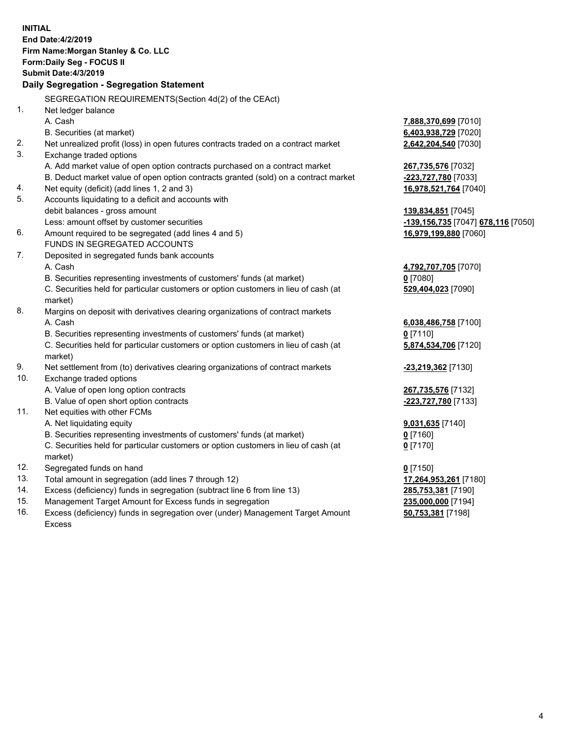**INITIAL**
**End Date:4/2/2019**
**Firm Name:Morgan Stanley & Co. LLC**
**Form:Daily Seg - FOCUS II**
**Submit Date:4/3/2019**

**Daily Segregation - Segregation Statement**

SEGREGATION REQUIREMENTS(Section 4d(2) of the CEAct)

| | | |
|---|---|---|
| 1. | Net ledger balance | |
| | A. Cash | **7,888,370,699** [7010] |
| | B. Securities (at market) | **6,403,938,729** [7020] |
| 2. | Net unrealized profit (loss) in open futures contracts traded on a contract market | **2,642,204,540** [7030] |
| 3. | Exchange traded options | |
| | A. Add market value of open option contracts purchased on a contract market | **267,735,576** [7032] |
| | B. Deduct market value of open option contracts granted (sold) on a contract market | **-223,727,780** [7033] |
| 4. | Net equity (deficit) (add lines 1, 2 and 3) | **16,978,521,764** [7040] |
| 5. | Accounts liquidating to a deficit and accounts with | |
| | debit balances - gross amount | **139,834,851** [7045] |
| | Less: amount offset by customer securities | **-139,156,735** [7047] **678,116** [7050] |
| 6. | Amount required to be segregated (add lines 4 and 5) | **16,979,199,880** [7060] |
| | FUNDS IN SEGREGATED ACCOUNTS | |
| 7. | Deposited in segregated funds bank accounts | |
| | A. Cash | **4,792,707,705** [7070] |
| | B. Securities representing investments of customers' funds (at market) | **0** [7080] |
| | C. Securities held for particular customers or option customers in lieu of cash (at market) | **529,404,023** [7090] |
| 8. | Margins on deposit with derivatives clearing organizations of contract markets | |
| | A. Cash | **6,038,486,758** [7100] |
| | B. Securities representing investments of customers' funds (at market) | **0** [7110] |
| | C. Securities held for particular customers or option customers in lieu of cash (at market) | **5,874,534,706** [7120] |
| 9. | Net settlement from (to) derivatives clearing organizations of contract markets | **-23,219,362** [7130] |
| 10. | Exchange traded options | |
| | A. Value of open long option contracts | **267,735,576** [7132] |
| | B. Value of open short option contracts | **-223,727,780** [7133] |
| 11. | Net equities with other FCMs | |
| | A. Net liquidating equity | **9,031,635** [7140] |
| | B. Securities representing investments of customers' funds (at market) | **0** [7160] |
| | C. Securities held for particular customers or option customers in lieu of cash (at market) | **0** [7170] |
| 12. | Segregated funds on hand | **0** [7150] |
| 13. | Total amount in segregation (add lines 7 through 12) | **17,264,953,261** [7180] |
| 14. | Excess (deficiency) funds in segregation (subtract line 6 from line 13) | **285,753,381** [7190] |
| 15. | Management Target Amount for Excess funds in segregation | **235,000,000** [7194] |
| 16. | Excess (deficiency) funds in segregation over (under) Management Target Amount Excess | **50,753,381** [7198] |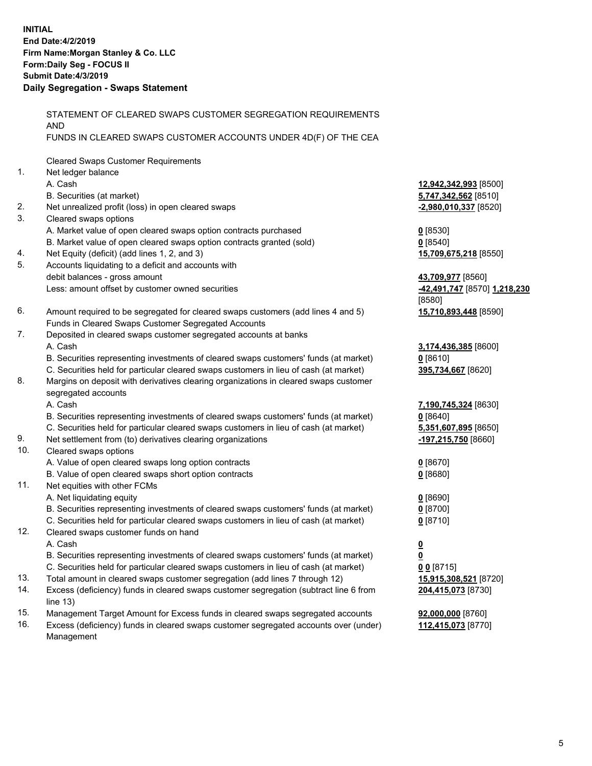**INITIAL**
**End Date:4/2/2019**
**Firm Name:Morgan Stanley & Co. LLC**
**Form:Daily Seg - FOCUS II**
**Submit Date:4/3/2019**
**Daily Segregation - Swaps Statement**

STATEMENT OF CLEARED SWAPS CUSTOMER SEGREGATION REQUIREMENTS AND FUNDS IN CLEARED SWAPS CUSTOMER ACCOUNTS UNDER 4D(F) OF THE CEA

| | | |
|---|---|---|
| | Cleared Swaps Customer Requirements | |
| 1. | Net ledger balance | |
| | A. Cash | **12,942,342,993** [8500] |
| | B. Securities (at market) | **5,747,342,562** [8510] |
| 2. | Net unrealized profit (loss) in open cleared swaps | **-2,980,010,337** [8520] |
| 3. | Cleared swaps options | |
| | A. Market value of open cleared swaps option contracts purchased | **0** [8530] |
| | B. Market value of open cleared swaps option contracts granted (sold) | **0** [8540] |
| 4. | Net Equity (deficit) (add lines 1, 2, and 3) | **15,709,675,218** [8550] |
| 5. | Accounts liquidating to a deficit and accounts with debit balances - gross amount | **43,709,977** [8560] |
| | Less: amount offset by customer owned securities | **-42,491,747** [8570] **1,218,230** [8580] |
| 6. | Amount required to be segregated for cleared swaps customers (add lines 4 and 5) | **15,710,893,448** [8590] |
| | Funds in Cleared Swaps Customer Segregated Accounts | |
| 7. | Deposited in cleared swaps customer segregated accounts at banks | |
| | A. Cash | **3,174,436,385** [8600] |
| | B. Securities representing investments of cleared swaps customers' funds (at market) | **0** [8610] |
| | C. Securities held for particular cleared swaps customers in lieu of cash (at market) | **395,734,667** [8620] |
| 8. | Margins on deposit with derivatives clearing organizations in cleared swaps customer segregated accounts | |
| | A. Cash | **7,190,745,324** [8630] |
| | B. Securities representing investments of cleared swaps customers' funds (at market) | **0** [8640] |
| | C. Securities held for particular cleared swaps customers in lieu of cash (at market) | **5,351,607,895** [8650] |
| 9. | Net settlement from (to) derivatives clearing organizations | **-197,215,750** [8660] |
| 10. | Cleared swaps options | |
| | A. Value of open cleared swaps long option contracts | **0** [8670] |
| | B. Value of open cleared swaps short option contracts | **0** [8680] |
| 11. | Net equities with other FCMs | |
| | A. Net liquidating equity | **0** [8690] |
| | B. Securities representing investments of cleared swaps customers' funds (at market) | **0** [8700] |
| | C. Securities held for particular cleared swaps customers in lieu of cash (at market) | **0** [8710] |
| 12. | Cleared swaps customer funds on hand | |
| | A. Cash | **0** |
| | B. Securities representing investments of cleared swaps customers' funds (at market) | **0** |
| | C. Securities held for particular cleared swaps customers in lieu of cash (at market) | **0** **0** [8715] |
| 13. | Total amount in cleared swaps customer segregation (add lines 7 through 12) | **15,915,308,521** [8720] |
| 14. | Excess (deficiency) funds in cleared swaps customer segregation (subtract line 6 from line 13) | **204,415,073** [8730] |
| 15. | Management Target Amount for Excess funds in cleared swaps segregated accounts | **92,000,000** [8760] |
| 16. | Excess (deficiency) funds in cleared swaps customer segregated accounts over (under) Management | **112,415,073** [8770] |